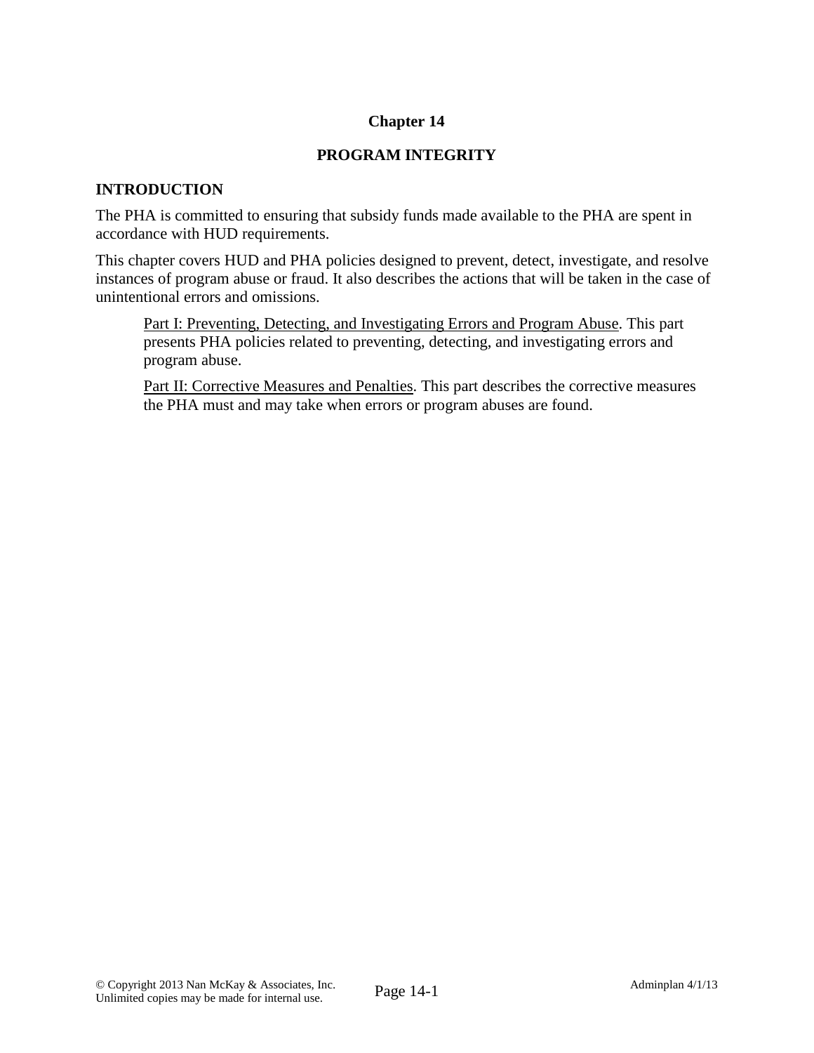# Chapter 14

## PROGRAM INTEGRITY

### INTRODUCTION

The PHA is committed to ensuring that subsidy funds made available to the PHA are spent in accordance with HUD requirements.

This chapter covers HUD and PHA policies designed to prevent, detect, investigate, and resolve instances of program abuse or fraud. It also describes the actions that will be taken in the case of unintentional errors and omissions.

> <u>Part I: Preventing, Detecting, and Investigating Errors and Program Abuse</u>. This part presents PHA policies related to preventing, detecting, and investigating errors and program abuse.
>
> <u>Part II: Corrective Measures and Penalties</u>. This part describes the corrective measures the PHA must and may take when errors or program abuses are found.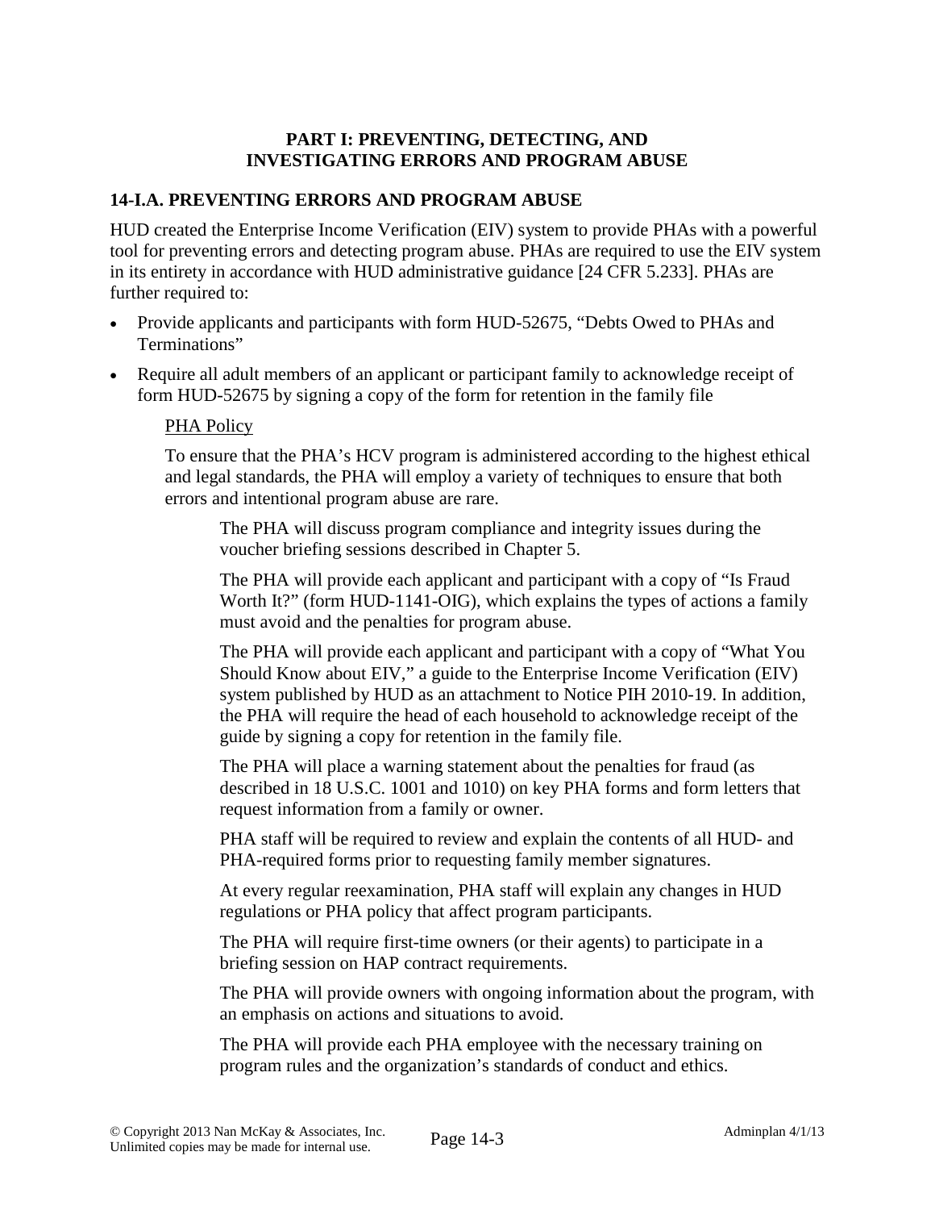## PART I: PREVENTING, DETECTING, AND INVESTIGATING ERRORS AND PROGRAM ABUSE

### 14-I.A. PREVENTING ERRORS AND PROGRAM ABUSE

HUD created the Enterprise Income Verification (EIV) system to provide PHAs with a powerful tool for preventing errors and detecting program abuse. PHAs are required to use the EIV system in its entirety in accordance with HUD administrative guidance [24 CFR 5.233]. PHAs are further required to:

- Provide applicants and participants with form HUD-52675, "Debts Owed to PHAs and Terminations"
- Require all adult members of an applicant or participant family to acknowledge receipt of form HUD-52675 by signing a copy of the form for retention in the family file

PHA Policy

To ensure that the PHA's HCV program is administered according to the highest ethical and legal standards, the PHA will employ a variety of techniques to ensure that both errors and intentional program abuse are rare.

The PHA will discuss program compliance and integrity issues during the voucher briefing sessions described in Chapter 5.

The PHA will provide each applicant and participant with a copy of "Is Fraud Worth It?" (form HUD-1141-OIG), which explains the types of actions a family must avoid and the penalties for program abuse.

The PHA will provide each applicant and participant with a copy of "What You Should Know about EIV," a guide to the Enterprise Income Verification (EIV) system published by HUD as an attachment to Notice PIH 2010-19. In addition, the PHA will require the head of each household to acknowledge receipt of the guide by signing a copy for retention in the family file.

The PHA will place a warning statement about the penalties for fraud (as described in 18 U.S.C. 1001 and 1010) on key PHA forms and form letters that request information from a family or owner.

PHA staff will be required to review and explain the contents of all HUD- and PHA-required forms prior to requesting family member signatures.

At every regular reexamination, PHA staff will explain any changes in HUD regulations or PHA policy that affect program participants.

The PHA will require first-time owners (or their agents) to participate in a briefing session on HAP contract requirements.

The PHA will provide owners with ongoing information about the program, with an emphasis on actions and situations to avoid.

The PHA will provide each PHA employee with the necessary training on program rules and the organization's standards of conduct and ethics.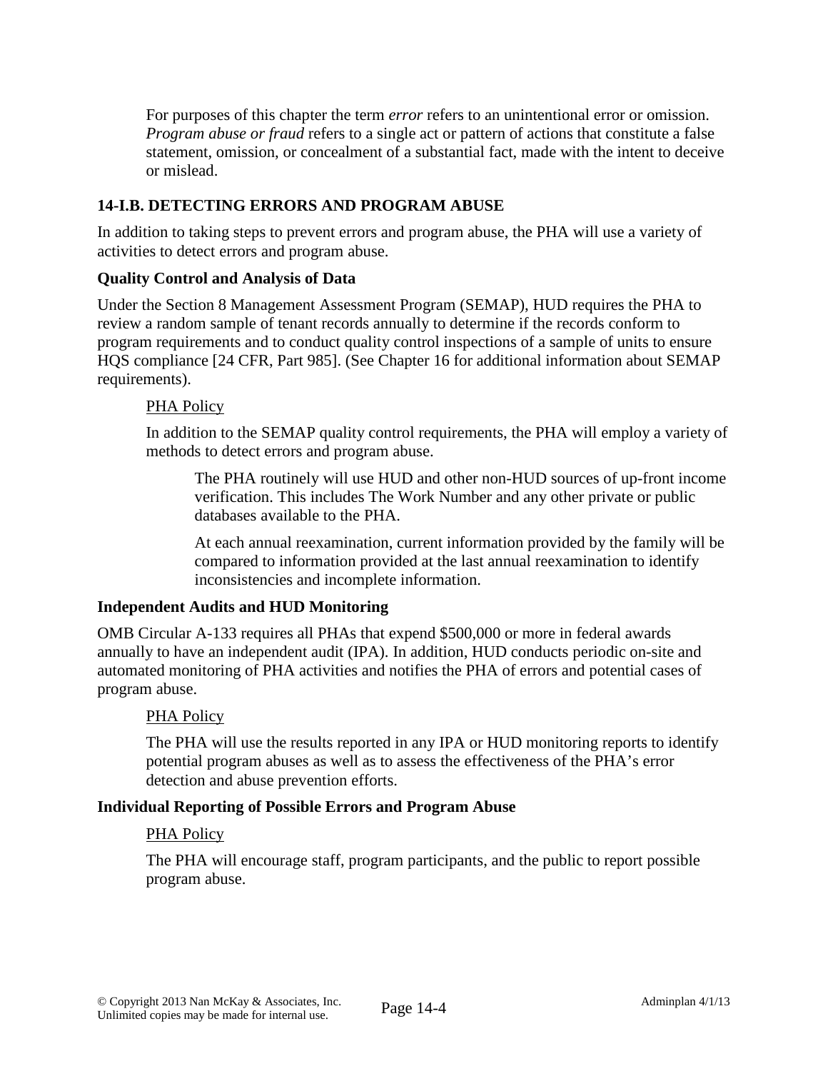For purposes of this chapter the term *error* refers to an unintentional error or omission. *Program abuse or fraud* refers to a single act or pattern of actions that constitute a false statement, omission, or concealment of a substantial fact, made with the intent to deceive or mislead.

## 14-I.B. DETECTING ERRORS AND PROGRAM ABUSE

In addition to taking steps to prevent errors and program abuse, the PHA will use a variety of activities to detect errors and program abuse.

### Quality Control and Analysis of Data

Under the Section 8 Management Assessment Program (SEMAP), HUD requires the PHA to review a random sample of tenant records annually to determine if the records conform to program requirements and to conduct quality control inspections of a sample of units to ensure HQS compliance [24 CFR, Part 985]. (See Chapter 16 for additional information about SEMAP requirements).

<u>PHA Policy</u>

In addition to the SEMAP quality control requirements, the PHA will employ a variety of methods to detect errors and program abuse.

The PHA routinely will use HUD and other non-HUD sources of up-front income verification. This includes The Work Number and any other private or public databases available to the PHA.

At each annual reexamination, current information provided by the family will be compared to information provided at the last annual reexamination to identify inconsistencies and incomplete information.

### Independent Audits and HUD Monitoring

OMB Circular A-133 requires all PHAs that expend $500,000 or more in federal awards annually to have an independent audit (IPA). In addition, HUD conducts periodic on-site and automated monitoring of PHA activities and notifies the PHA of errors and potential cases of program abuse.

<u>PHA Policy</u>

The PHA will use the results reported in any IPA or HUD monitoring reports to identify potential program abuses as well as to assess the effectiveness of the PHA's error detection and abuse prevention efforts.

### Individual Reporting of Possible Errors and Program Abuse

<u>PHA Policy</u>

The PHA will encourage staff, program participants, and the public to report possible program abuse.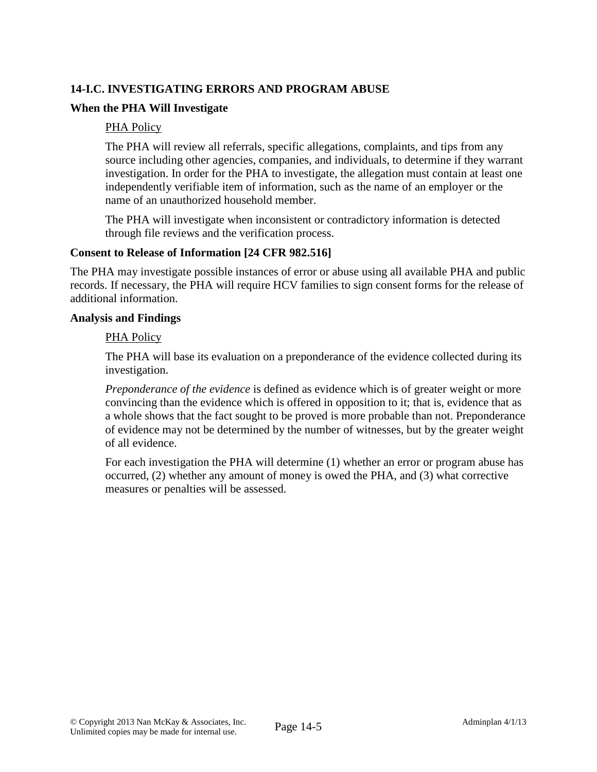### 14-I.C. INVESTIGATING ERRORS AND PROGRAM ABUSE

#### When the PHA Will Investigate

PHA Policy

The PHA will review all referrals, specific allegations, complaints, and tips from any source including other agencies, companies, and individuals, to determine if they warrant investigation. In order for the PHA to investigate, the allegation must contain at least one independently verifiable item of information, such as the name of an employer or the name of an unauthorized household member.

The PHA will investigate when inconsistent or contradictory information is detected through file reviews and the verification process.

#### Consent to Release of Information [24 CFR 982.516]

The PHA may investigate possible instances of error or abuse using all available PHA and public records. If necessary, the PHA will require HCV families to sign consent forms for the release of additional information.

#### Analysis and Findings

PHA Policy

The PHA will base its evaluation on a preponderance of the evidence collected during its investigation.

*Preponderance of the evidence* is defined as evidence which is of greater weight or more convincing than the evidence which is offered in opposition to it; that is, evidence that as a whole shows that the fact sought to be proved is more probable than not. Preponderance of evidence may not be determined by the number of witnesses, but by the greater weight of all evidence.

For each investigation the PHA will determine (1) whether an error or program abuse has occurred, (2) whether any amount of money is owed the PHA, and (3) what corrective measures or penalties will be assessed.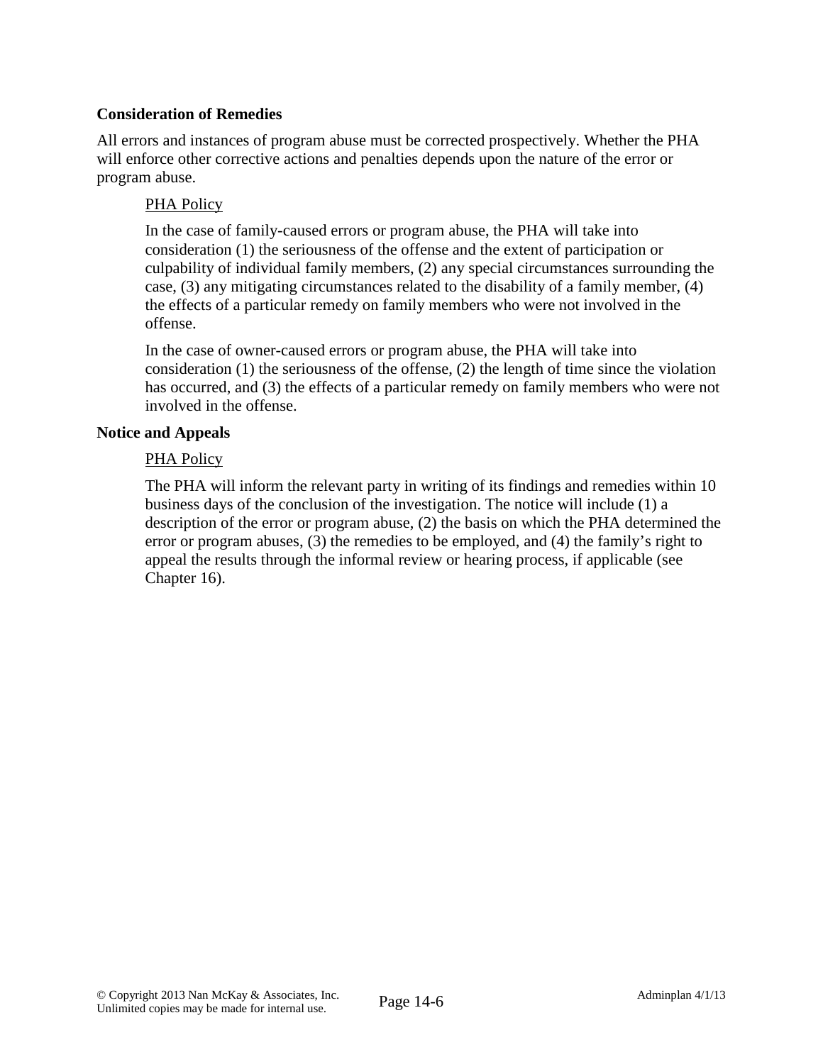### Consideration of Remedies

All errors and instances of program abuse must be corrected prospectively. Whether the PHA will enforce other corrective actions and penalties depends upon the nature of the error or program abuse.

PHA Policy

In the case of family-caused errors or program abuse, the PHA will take into consideration (1) the seriousness of the offense and the extent of participation or culpability of individual family members, (2) any special circumstances surrounding the case, (3) any mitigating circumstances related to the disability of a family member, (4) the effects of a particular remedy on family members who were not involved in the offense.

In the case of owner-caused errors or program abuse, the PHA will take into consideration (1) the seriousness of the offense, (2) the length of time since the violation has occurred, and (3) the effects of a particular remedy on family members who were not involved in the offense.

### Notice and Appeals

PHA Policy

The PHA will inform the relevant party in writing of its findings and remedies within 10 business days of the conclusion of the investigation. The notice will include (1) a description of the error or program abuse, (2) the basis on which the PHA determined the error or program abuses, (3) the remedies to be employed, and (4) the family's right to appeal the results through the informal review or hearing process, if applicable (see Chapter 16).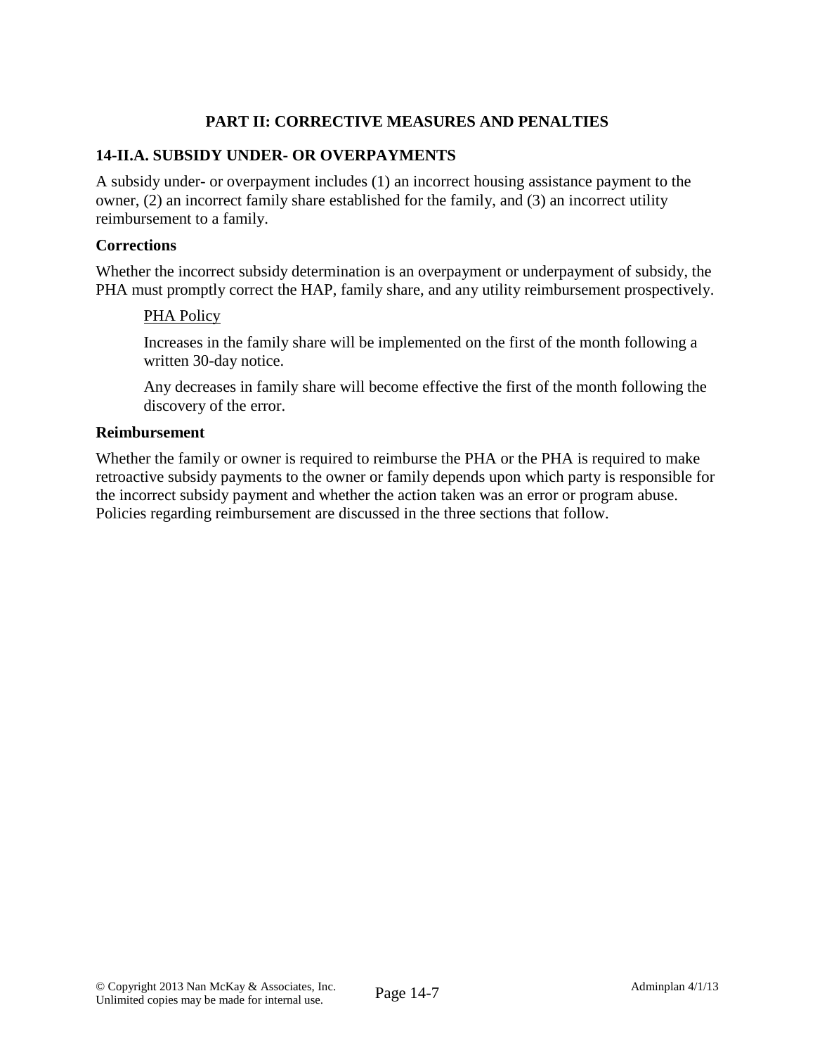## PART II: CORRECTIVE MEASURES AND PENALTIES

### 14-II.A. SUBSIDY UNDER- OR OVERPAYMENTS

A subsidy under- or overpayment includes (1) an incorrect housing assistance payment to the owner, (2) an incorrect family share established for the family, and (3) an incorrect utility reimbursement to a family.

#### Corrections

Whether the incorrect subsidy determination is an overpayment or underpayment of subsidy, the PHA must promptly correct the HAP, family share, and any utility reimbursement prospectively.

> PHA Policy
>
> Increases in the family share will be implemented on the first of the month following a written 30-day notice.
>
> Any decreases in family share will become effective the first of the month following the discovery of the error.

#### Reimbursement

Whether the family or owner is required to reimburse the PHA or the PHA is required to make retroactive subsidy payments to the owner or family depends upon which party is responsible for the incorrect subsidy payment and whether the action taken was an error or program abuse. Policies regarding reimbursement are discussed in the three sections that follow.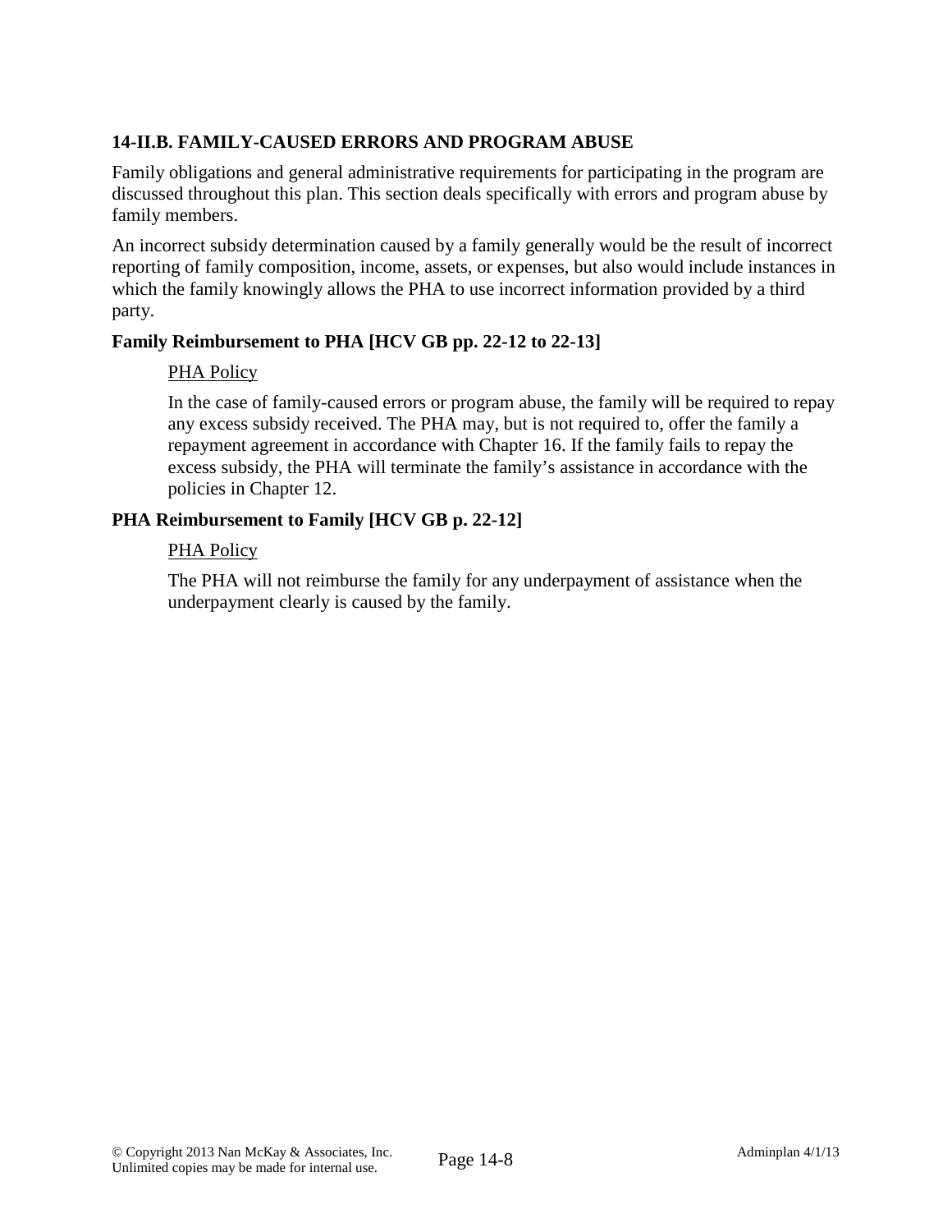### 14-II.B. FAMILY-CAUSED ERRORS AND PROGRAM ABUSE

Family obligations and general administrative requirements for participating in the program are discussed throughout this plan. This section deals specifically with errors and program abuse by family members.

An incorrect subsidy determination caused by a family generally would be the result of incorrect reporting of family composition, income, assets, or expenses, but also would include instances in which the family knowingly allows the PHA to use incorrect information provided by a third party.

#### Family Reimbursement to PHA [HCV GB pp. 22-12 to 22-13]

PHA Policy

In the case of family-caused errors or program abuse, the family will be required to repay any excess subsidy received. The PHA may, but is not required to, offer the family a repayment agreement in accordance with Chapter 16. If the family fails to repay the excess subsidy, the PHA will terminate the family's assistance in accordance with the policies in Chapter 12.

#### PHA Reimbursement to Family [HCV GB p. 22-12]

PHA Policy

The PHA will not reimburse the family for any underpayment of assistance when the underpayment clearly is caused by the family.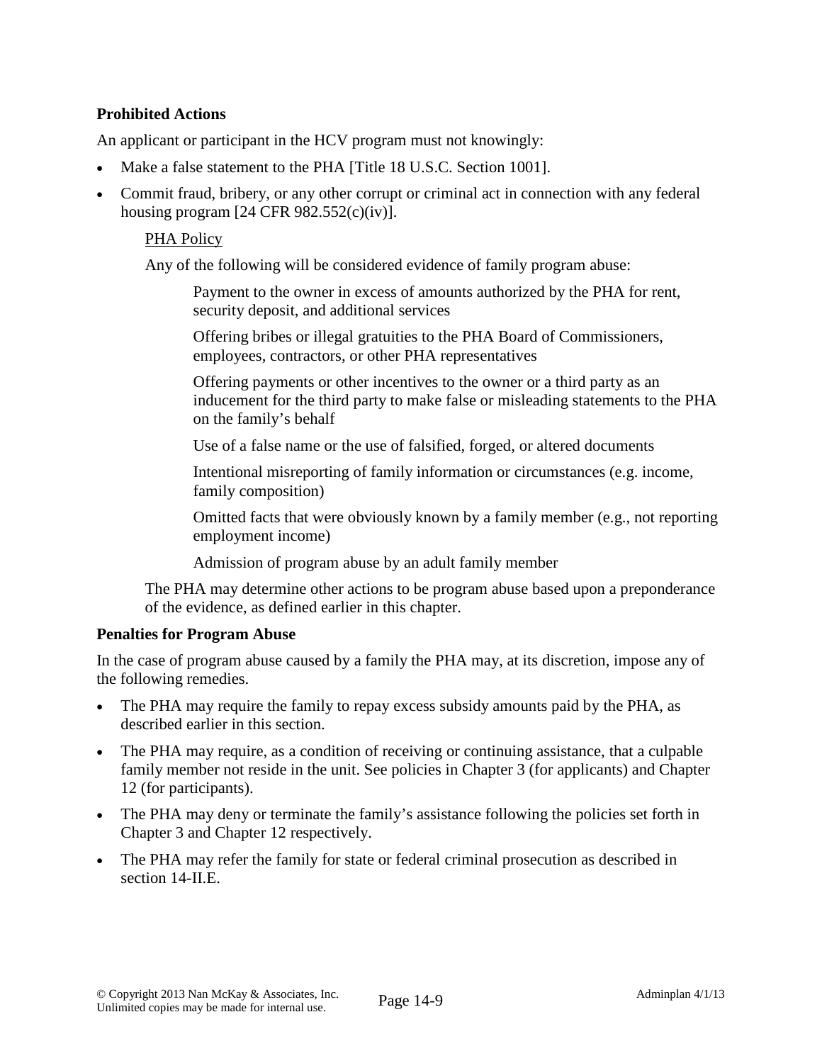**Prohibited Actions**

An applicant or participant in the HCV program must not knowingly:

- Make a false statement to the PHA [Title 18 U.S.C. Section 1001].
- Commit fraud, bribery, or any other corrupt or criminal act in connection with any federal housing program [24 CFR 982.552(c)(iv)].

PHA Policy

Any of the following will be considered evidence of family program abuse:

Payment to the owner in excess of amounts authorized by the PHA for rent, security deposit, and additional services

Offering bribes or illegal gratuities to the PHA Board of Commissioners, employees, contractors, or other PHA representatives

Offering payments or other incentives to the owner or a third party as an inducement for the third party to make false or misleading statements to the PHA on the family's behalf

Use of a false name or the use of falsified, forged, or altered documents

Intentional misreporting of family information or circumstances (e.g. income, family composition)

Omitted facts that were obviously known by a family member (e.g., not reporting employment income)

Admission of program abuse by an adult family member

The PHA may determine other actions to be program abuse based upon a preponderance of the evidence, as defined earlier in this chapter.

**Penalties for Program Abuse**

In the case of program abuse caused by a family the PHA may, at its discretion, impose any of the following remedies.

- The PHA may require the family to repay excess subsidy amounts paid by the PHA, as described earlier in this section.
- The PHA may require, as a condition of receiving or continuing assistance, that a culpable family member not reside in the unit. See policies in Chapter 3 (for applicants) and Chapter 12 (for participants).
- The PHA may deny or terminate the family's assistance following the policies set forth in Chapter 3 and Chapter 12 respectively.
- The PHA may refer the family for state or federal criminal prosecution as described in section 14-II.E.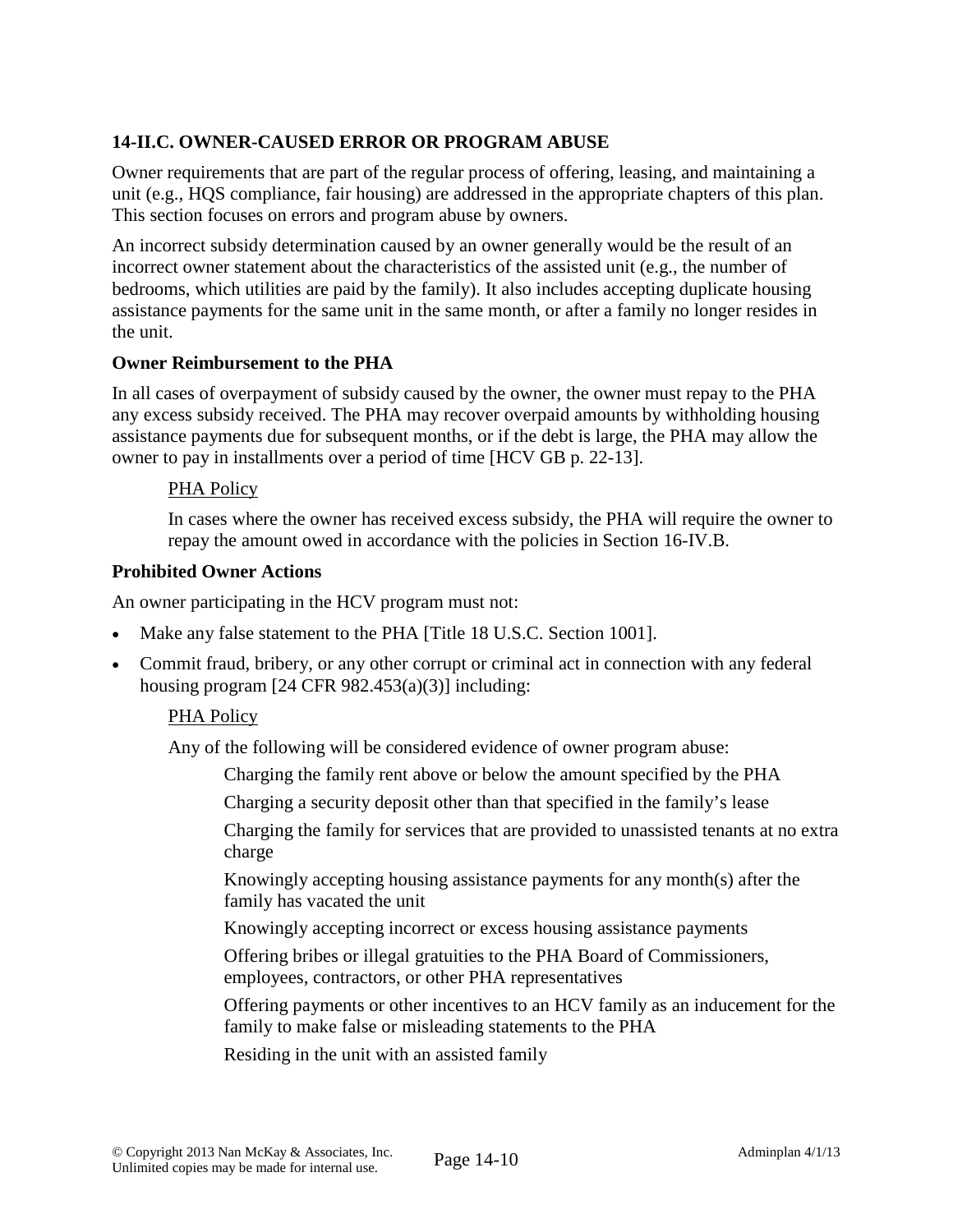### 14-II.C. OWNER-CAUSED ERROR OR PROGRAM ABUSE

Owner requirements that are part of the regular process of offering, leasing, and maintaining a unit (e.g., HQS compliance, fair housing) are addressed in the appropriate chapters of this plan. This section focuses on errors and program abuse by owners.

An incorrect subsidy determination caused by an owner generally would be the result of an incorrect owner statement about the characteristics of the assisted unit (e.g., the number of bedrooms, which utilities are paid by the family). It also includes accepting duplicate housing assistance payments for the same unit in the same month, or after a family no longer resides in the unit.

**Owner Reimbursement to the PHA**

In all cases of overpayment of subsidy caused by the owner, the owner must repay to the PHA any excess subsidy received. The PHA may recover overpaid amounts by withholding housing assistance payments due for subsequent months, or if the debt is large, the PHA may allow the owner to pay in installments over a period of time [HCV GB p. 22-13].

> PHA Policy
>
> In cases where the owner has received excess subsidy, the PHA will require the owner to repay the amount owed in accordance with the policies in Section 16-IV.B.

**Prohibited Owner Actions**

An owner participating in the HCV program must not:

- Make any false statement to the PHA [Title 18 U.S.C. Section 1001].
- Commit fraud, bribery, or any other corrupt or criminal act in connection with any federal housing program [24 CFR 982.453(a)(3)] including:

> PHA Policy
>
> Any of the following will be considered evidence of owner program abuse:
>
> Charging the family rent above or below the amount specified by the PHA
>
> Charging a security deposit other than that specified in the family's lease
>
> Charging the family for services that are provided to unassisted tenants at no extra charge
>
> Knowingly accepting housing assistance payments for any month(s) after the family has vacated the unit
>
> Knowingly accepting incorrect or excess housing assistance payments
>
> Offering bribes or illegal gratuities to the PHA Board of Commissioners, employees, contractors, or other PHA representatives
>
> Offering payments or other incentives to an HCV family as an inducement for the family to make false or misleading statements to the PHA
>
> Residing in the unit with an assisted family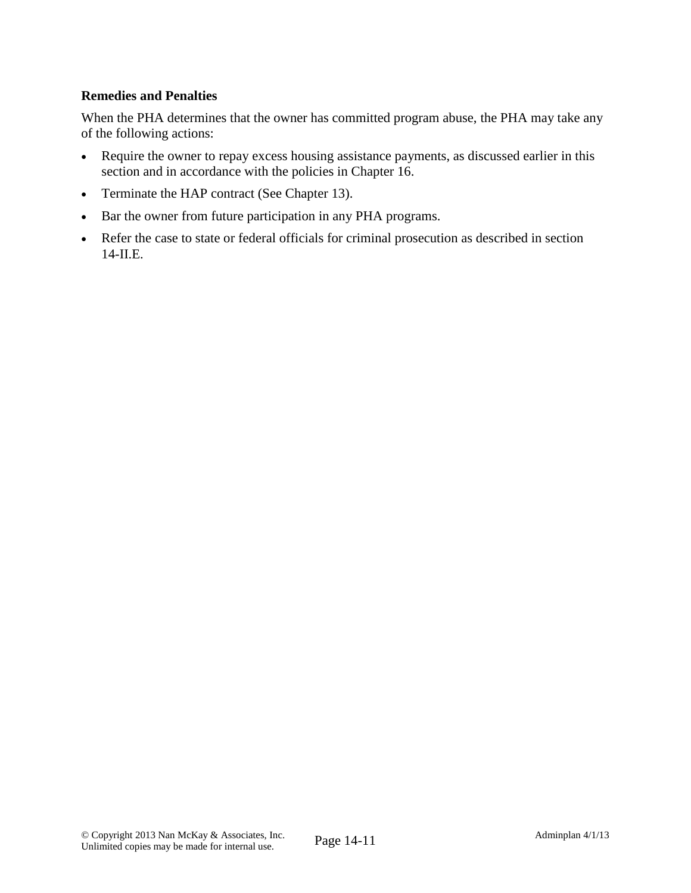**Remedies and Penalties**

When the PHA determines that the owner has committed program abuse, the PHA may take any of the following actions:

- Require the owner to repay excess housing assistance payments, as discussed earlier in this section and in accordance with the policies in Chapter 16.
- Terminate the HAP contract (See Chapter 13).
- Bar the owner from future participation in any PHA programs.
- Refer the case to state or federal officials for criminal prosecution as described in section 14-II.E.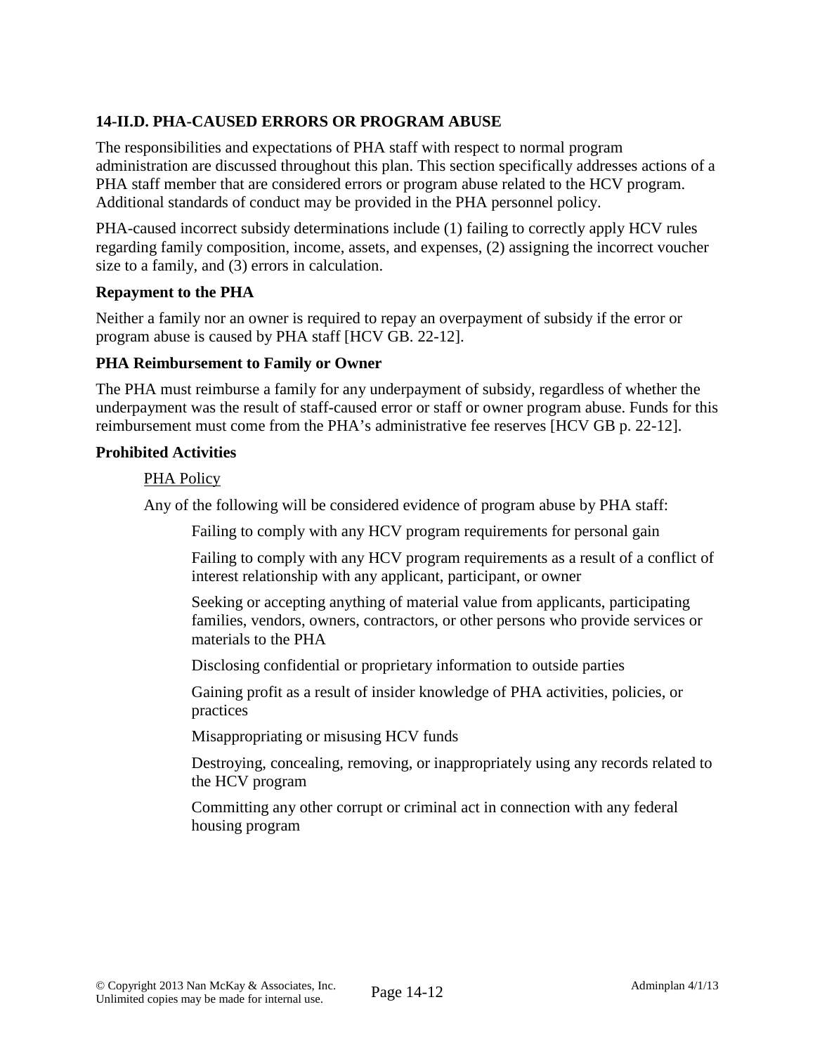### 14-II.D. PHA-CAUSED ERRORS OR PROGRAM ABUSE

The responsibilities and expectations of PHA staff with respect to normal program administration are discussed throughout this plan. This section specifically addresses actions of a PHA staff member that are considered errors or program abuse related to the HCV program. Additional standards of conduct may be provided in the PHA personnel policy.

PHA-caused incorrect subsidy determinations include (1) failing to correctly apply HCV rules regarding family composition, income, assets, and expenses, (2) assigning the incorrect voucher size to a family, and (3) errors in calculation.

**Repayment to the PHA**

Neither a family nor an owner is required to repay an overpayment of subsidy if the error or program abuse is caused by PHA staff [HCV GB. 22-12].

**PHA Reimbursement to Family or Owner**

The PHA must reimburse a family for any underpayment of subsidy, regardless of whether the underpayment was the result of staff-caused error or staff or owner program abuse. Funds for this reimbursement must come from the PHA's administrative fee reserves [HCV GB p. 22-12].

**Prohibited Activities**

> PHA Policy
>
> Any of the following will be considered evidence of program abuse by PHA staff:
>
> > Failing to comply with any HCV program requirements for personal gain
> >
> > Failing to comply with any HCV program requirements as a result of a conflict of interest relationship with any applicant, participant, or owner
> >
> > Seeking or accepting anything of material value from applicants, participating families, vendors, owners, contractors, or other persons who provide services or materials to the PHA
> >
> > Disclosing confidential or proprietary information to outside parties
> >
> > Gaining profit as a result of insider knowledge of PHA activities, policies, or practices
> >
> > Misappropriating or misusing HCV funds
> >
> > Destroying, concealing, removing, or inappropriately using any records related to the HCV program
> >
> > Committing any other corrupt or criminal act in connection with any federal housing program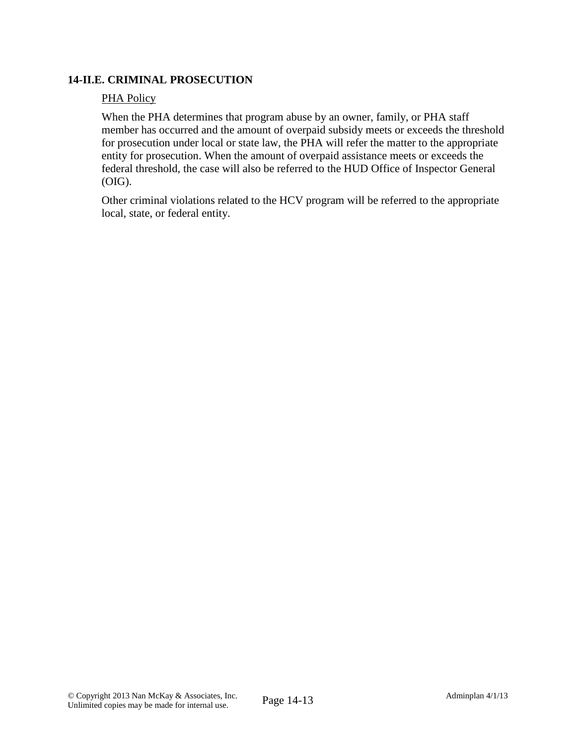### 14-II.E. CRIMINAL PROSECUTION

PHA Policy

When the PHA determines that program abuse by an owner, family, or PHA staff member has occurred and the amount of overpaid subsidy meets or exceeds the threshold for prosecution under local or state law, the PHA will refer the matter to the appropriate entity for prosecution. When the amount of overpaid assistance meets or exceeds the federal threshold, the case will also be referred to the HUD Office of Inspector General (OIG).

Other criminal violations related to the HCV program will be referred to the appropriate local, state, or federal entity.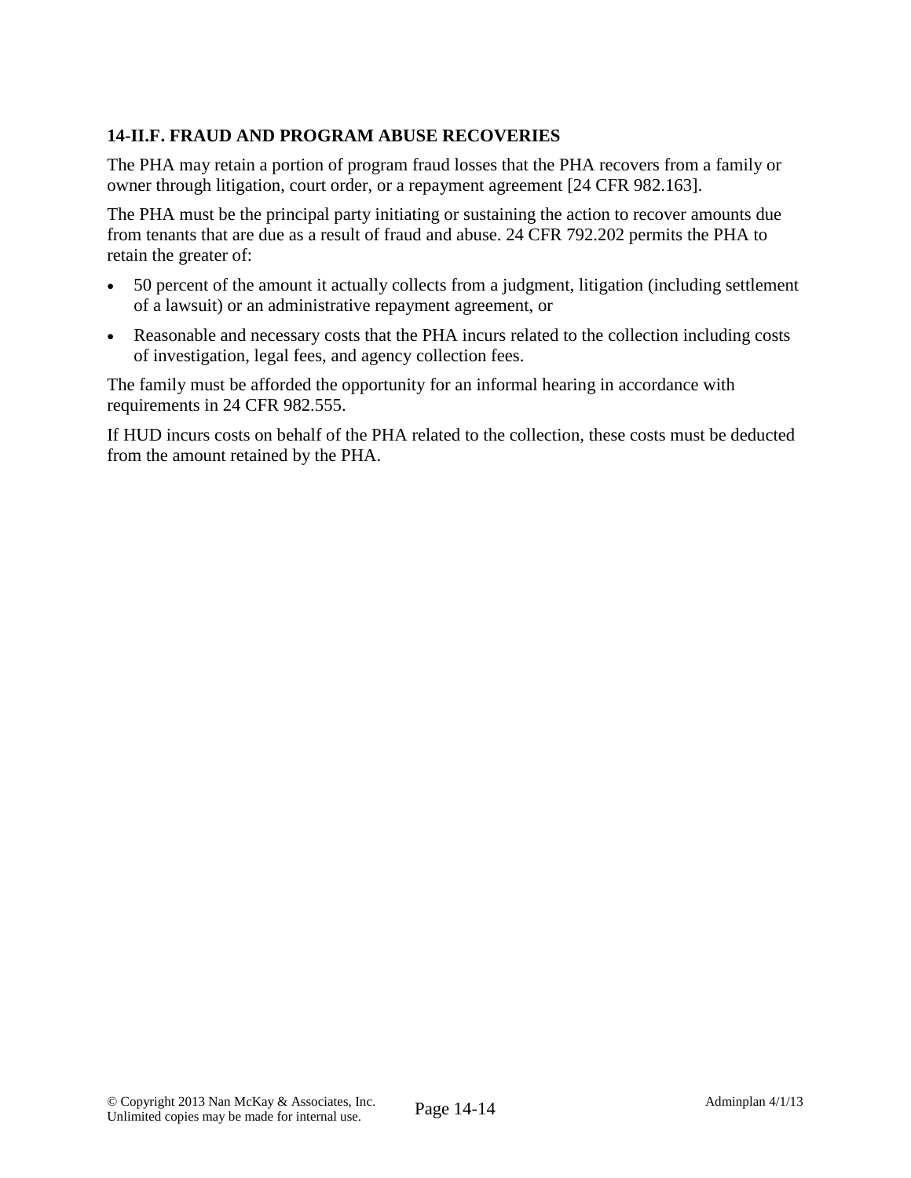### 14-II.F. FRAUD AND PROGRAM ABUSE RECOVERIES

The PHA may retain a portion of program fraud losses that the PHA recovers from a family or owner through litigation, court order, or a repayment agreement [24 CFR 982.163].

The PHA must be the principal party initiating or sustaining the action to recover amounts due from tenants that are due as a result of fraud and abuse. 24 CFR 792.202 permits the PHA to retain the greater of:

- 50 percent of the amount it actually collects from a judgment, litigation (including settlement of a lawsuit) or an administrative repayment agreement, or
- Reasonable and necessary costs that the PHA incurs related to the collection including costs of investigation, legal fees, and agency collection fees.

The family must be afforded the opportunity for an informal hearing in accordance with requirements in 24 CFR 982.555.

If HUD incurs costs on behalf of the PHA related to the collection, these costs must be deducted from the amount retained by the PHA.